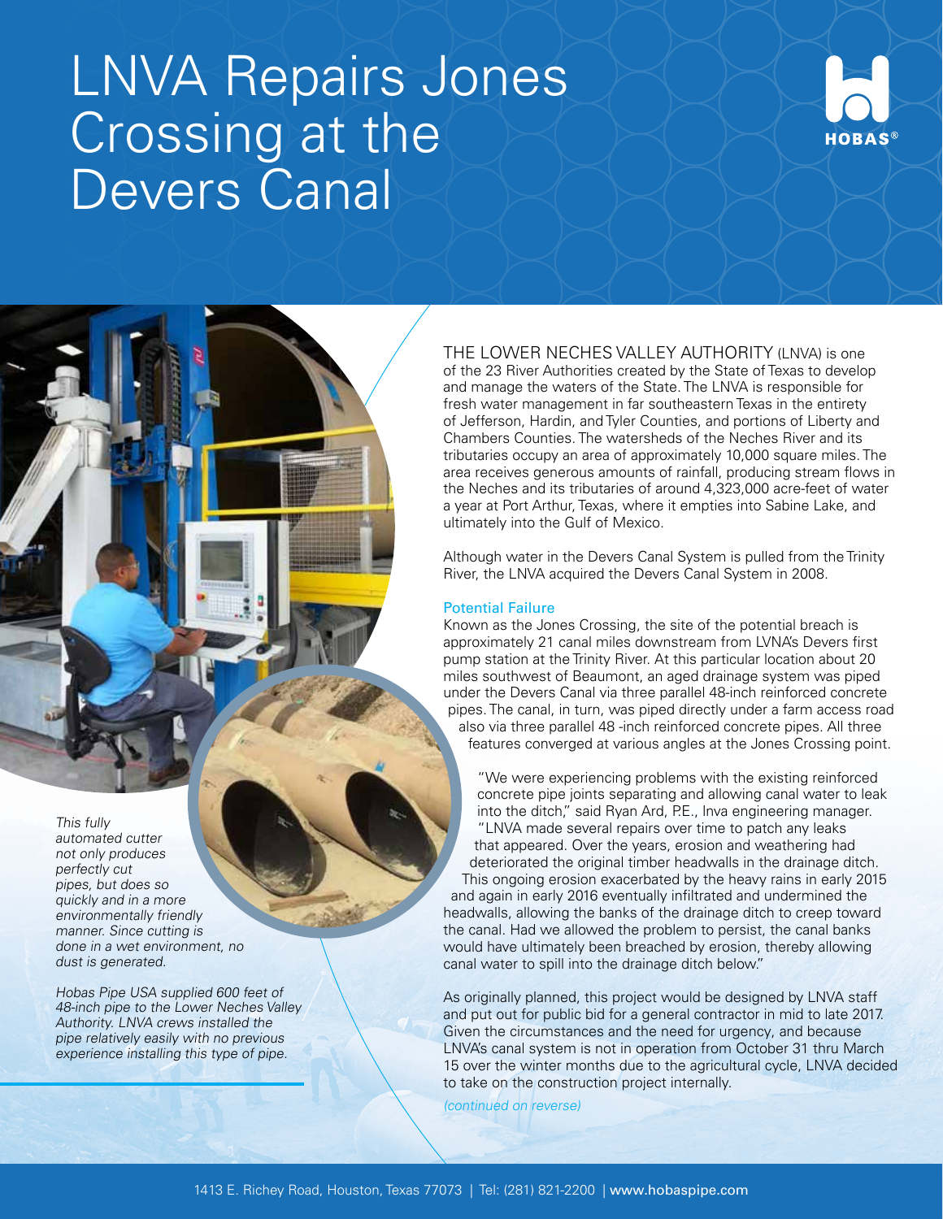# LNVA Repairs Jones Crossing at the Devers Canal

HOBAS®

*This fully automated cutter not only produces perfectly cut pipes, but does so quickly and in a more environmentally friendly manner. Since cutting is done in a wet environment, no dust is generated.*

*Hobas Pipe USA supplied 600 feet of 48-inch pipe to the Lower Neches Valley Authority. LNVA crews installed the pipe relatively easily with no previous experience installing this type of pipe.*

THE LOWER NECHES VALLEY AUTHORITY (LNVA) is one of the 23 River Authorities created by the State of Texas to develop and manage the waters of the State. The LNVA is responsible for fresh water management in far southeastern Texas in the entirety of Jefferson, Hardin, and Tyler Counties, and portions of Liberty and Chambers Counties. The watersheds of the Neches River and its tributaries occupy an area of approximately 10,000 square miles. The area receives generous amounts of rainfall, producing stream flows in the Neches and its tributaries of around 4,323,000 acre-feet of water a year at Port Arthur, Texas, where it empties into Sabine Lake, and ultimately into the Gulf of Mexico.

Although water in the Devers Canal System is pulled from the Trinity River, the LNVA acquired the Devers Canal System in 2008.

## Potential Failure

Known as the Jones Crossing, the site of the potential breach is approximately 21 canal miles downstream from LVNA's Devers first pump station at the Trinity River. At this particular location about 20 miles southwest of Beaumont, an aged drainage system was piped under the Devers Canal via three parallel 48-inch reinforced concrete pipes. The canal, in turn, was piped directly under a farm access road also via three parallel 48 -inch reinforced concrete pipes. All three features converged at various angles at the Jones Crossing point.

"We were experiencing problems with the existing reinforced concrete pipe joints separating and allowing canal water to leak into the ditch," said Ryan Ard, P.E., lnva engineering manager. "LNVA made several repairs over time to patch any leaks that appeared. Over the years, erosion and weathering had deteriorated the original timber headwalls in the drainage ditch. This ongoing erosion exacerbated by the heavy rains in early 2015 and again in early 2016 eventually infiltrated and undermined the headwalls, allowing the banks of the drainage ditch to creep toward the canal. Had we allowed the problem to persist, the canal banks would have ultimately been breached by erosion, thereby allowing canal water to spill into the drainage ditch below."

As originally planned, this project would be designed by LNVA staff and put out for public bid for a general contractor in mid to late 2017. Given the circumstances and the need for urgency, and because LNVA's canal system is not in operation from October 31 thru March 15 over the winter months due to the agricultural cycle, LNVA decided to take on the construction project internally.

*(continued on reverse)*

1413 E. Richey Road, Houston, Texas 77073 | Tel: (281) 821-2200 | www.hobaspipe.com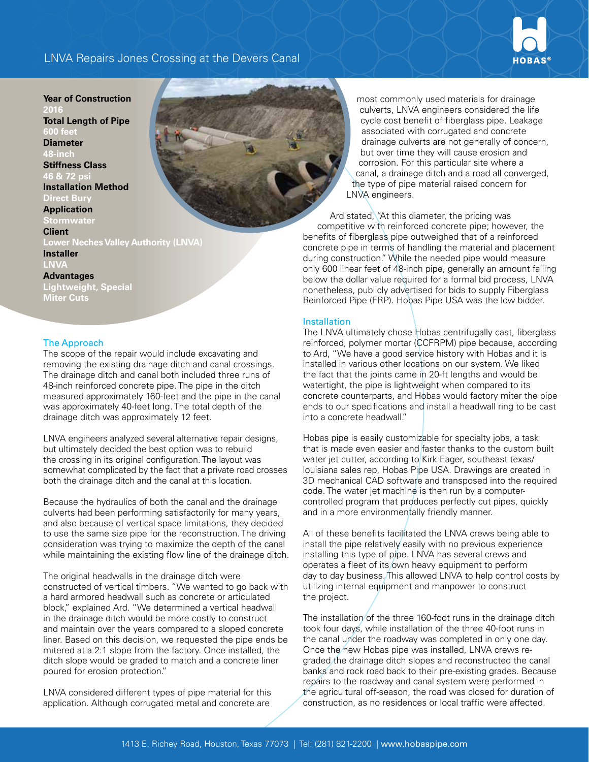# LNVA Repairs Jones Crossing at the Devers Canal

**Year of Construction**
2016
**Total Length of Pipe**
600 feet
**Diameter**
48-inch
**Stiffness Class**
46 & 72 psi
**Installation Method**
Direct Bury
**Application**
Stormwater
**Client**
Lower Neches Valley Authority (LNVA)
**Installer**
LNVA
**Advantages**
Lightweight, Special Miter Cuts

## The Approach

The scope of the repair would include excavating and removing the existing drainage ditch and canal crossings. The drainage ditch and canal both included three runs of 48-inch reinforced concrete pipe. The pipe in the ditch measured approximately 160-feet and the pipe in the canal was approximately 40-feet long. The total depth of the drainage ditch was approximately 12 feet.

LNVA engineers analyzed several alternative repair designs, but ultimately decided the best option was to rebuild the crossing in its original configuration. The layout was somewhat complicated by the fact that a private road crosses both the drainage ditch and the canal at this location.

Because the hydraulics of both the canal and the drainage culverts had been performing satisfactorily for many years, and also because of vertical space limitations, they decided to use the same size pipe for the reconstruction. The driving consideration was trying to maximize the depth of the canal while maintaining the existing flow line of the drainage ditch.

The original headwalls in the drainage ditch were constructed of vertical timbers. "We wanted to go back with a hard armored headwall such as concrete or articulated block," explained Ard. "We determined a vertical headwall in the drainage ditch would be more costly to construct and maintain over the years compared to a sloped concrete liner. Based on this decision, we requested the pipe ends be mitered at a 2:1 slope from the factory. Once installed, the ditch slope would be graded to match and a concrete liner poured for erosion protection."

LNVA considered different types of pipe material for this application. Although corrugated metal and concrete are most commonly used materials for drainage culverts, LNVA engineers considered the life cycle cost benefit of fiberglass pipe. Leakage associated with corrugated and concrete drainage culverts are not generally of concern, but over time they will cause erosion and corrosion. For this particular site where a canal, a drainage ditch and a road all converged, the type of pipe material raised concern for LNVA engineers.

Ard stated, "At this diameter, the pricing was competitive with reinforced concrete pipe; however, the benefits of fiberglass pipe outweighed that of a reinforced concrete pipe in terms of handling the material and placement during construction." While the needed pipe would measure only 600 linear feet of 48-inch pipe, generally an amount falling below the dollar value required for a formal bid process, LNVA nonetheless, publicly advertised for bids to supply Fiberglass Reinforced Pipe (FRP). Hobas Pipe USA was the low bidder.

## Installation

The LNVA ultimately chose Hobas centrifugally cast, fiberglass reinforced, polymer mortar (CCFRPM) pipe because, according to Ard, "We have a good service history with Hobas and it is installed in various other locations on our system. We liked the fact that the joints came in 20-ft lengths and would be watertight, the pipe is lightweight when compared to its concrete counterparts, and Hobas would factory miter the pipe ends to our specifications and install a headwall ring to be cast into a concrete headwall."

Hobas pipe is easily customizable for specialty jobs, a task that is made even easier and faster thanks to the custom built water jet cutter, according to Kirk Eager, southeast texas/louisiana sales rep, Hobas Pipe USA. Drawings are created in 3D mechanical CAD software and transposed into the required code. The water jet machine is then run by a computer-controlled program that produces perfectly cut pipes, quickly and in a more environmentally friendly manner.

All of these benefits facilitated the LNVA crews being able to install the pipe relatively easily with no previous experience installing this type of pipe. LNVA has several crews and operates a fleet of its own heavy equipment to perform day to day business. This allowed LNVA to help control costs by utilizing internal equipment and manpower to construct the project.

The installation of the three 160-foot runs in the drainage ditch took four days, while installation of the three 40-foot runs in the canal under the roadway was completed in only one day. Once the new Hobas pipe was installed, LNVA crews re-graded the drainage ditch slopes and reconstructed the canal banks and rock road back to their pre-existing grades. Because repairs to the roadway and canal system were performed in the agricultural off-season, the road was closed for duration of construction, as no residences or local traffic were affected.

1413 E. Richey Road, Houston, Texas 77073 | Tel: (281) 821-2200 | www.hobaspipe.com